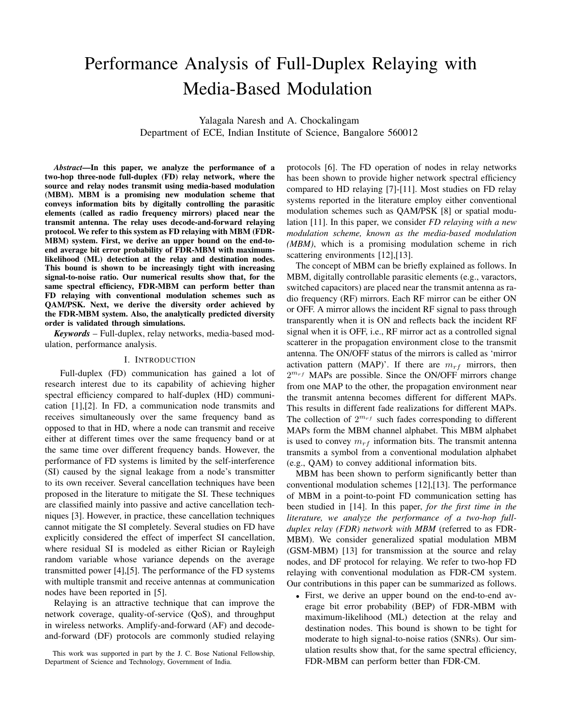# Performance Analysis of Full-Duplex Relaying with Media-Based Modulation

Yalagala Naresh and A. Chockalingam
Department of ECE, Indian Institute of Science, Bangalore 560012

***Abstract*—In this paper, we analyze the performance of a two-hop three-node full-duplex (FD) relay network, where the source and relay nodes transmit using media-based modulation (MBM). MBM is a promising new modulation scheme that conveys information bits by digitally controlling the parasitic elements (called as radio frequency mirrors) placed near the transmit antenna. The relay uses decode-and-forward relaying protocol. We refer to this system as FD relaying with MBM (FDR-MBM) system. First, we derive an upper bound on the end-to-end average bit error probability of FDR-MBM with maximum-likelihood (ML) detection at the relay and destination nodes. This bound is shown to be increasingly tight with increasing signal-to-noise ratio. Our numerical results show that, for the same spectral efficiency, FDR-MBM can perform better than FD relaying with conventional modulation schemes such as QAM/PSK. Next, we derive the diversity order achieved by the FDR-MBM system. Also, the analytically predicted diversity order is validated through simulations.**

***Keywords*** – Full-duplex, relay networks, media-based modulation, performance analysis.

## I. Introduction

Full-duplex (FD) communication has gained a lot of research interest due to its capability of achieving higher spectral efficiency compared to half-duplex (HD) communication [1],[2]. In FD, a communication node transmits and receives simultaneously over the same frequency band as opposed to that in HD, where a node can transmit and receive either at different times over the same frequency band or at the same time over different frequency bands. However, the performance of FD systems is limited by the self-interference (SI) caused by the signal leakage from a node's transmitter to its own receiver. Several cancellation techniques have been proposed in the literature to mitigate the SI. These techniques are classified mainly into passive and active cancellation techniques [3]. However, in practice, these cancellation techniques cannot mitigate the SI completely. Several studies on FD have explicitly considered the effect of imperfect SI cancellation, where residual SI is modeled as either Rician or Rayleigh random variable whose variance depends on the average transmitted power [4],[5]. The performance of the FD systems with multiple transmit and receive antennas at communication nodes have been reported in [5].

Relaying is an attractive technique that can improve the network coverage, quality-of-service (QoS), and throughput in wireless networks. Amplify-and-forward (AF) and decode-and-forward (DF) protocols are commonly studied relaying protocols [6]. The FD operation of nodes in relay networks has been shown to provide higher network spectral efficiency compared to HD relaying [7]-[11]. Most studies on FD relay systems reported in the literature employ either conventional modulation schemes such as QAM/PSK [8] or spatial modulation [11]. In this paper, we consider *FD relaying with a new modulation scheme, known as the media-based modulation (MBM)*, which is a promising modulation scheme in rich scattering environments [12],[13].

The concept of MBM can be briefly explained as follows. In MBM, digitally controllable parasitic elements (e.g., varactors, switched capacitors) are placed near the transmit antenna as radio frequency (RF) mirrors. Each RF mirror can be either ON or OFF. A mirror allows the incident RF signal to pass through transparently when it is ON and reflects back the incident RF signal when it is OFF, i.e., RF mirror act as a controlled signal scatterer in the propagation environment close to the transmit antenna. The ON/OFF status of the mirrors is called as 'mirror activation pattern (MAP)'. If there are $m_{rf}$ mirrors, then $2^{m_{rf}}$ MAPs are possible. Since the ON/OFF mirrors change from one MAP to the other, the propagation environment near the transmit antenna becomes different for different MAPs. This results in different fade realizations for different MAPs. The collection of $2^{m_{rf}}$ such fades corresponding to different MAPs form the MBM channel alphabet. This MBM alphabet is used to convey $m_{rf}$ information bits. The transmit antenna transmits a symbol from a conventional modulation alphabet (e.g., QAM) to convey additional information bits.

MBM has been shown to perform significantly better than conventional modulation schemes [12],[13]. The performance of MBM in a point-to-point FD communication setting has been studied in [14]. In this paper, *for the first time in the literature, we analyze the performance of a two-hop full-duplex relay (FDR) network with MBM* (referred to as FDR-MBM). We consider generalized spatial modulation MBM (GSM-MBM) [13] for transmission at the source and relay nodes, and DF protocol for relaying. We refer to two-hop FD relaying with conventional modulation as FDR-CM system. Our contributions in this paper can be summarized as follows.

- First, we derive an upper bound on the end-to-end average bit error probability (BEP) of FDR-MBM with maximum-likelihood (ML) detection at the relay and destination nodes. This bound is shown to be tight for moderate to high signal-to-noise ratios (SNRs). Our simulation results show that, for the same spectral efficiency, FDR-MBM can perform better than FDR-CM.

This work was supported in part by the J. C. Bose National Fellowship, Department of Science and Technology, Government of India.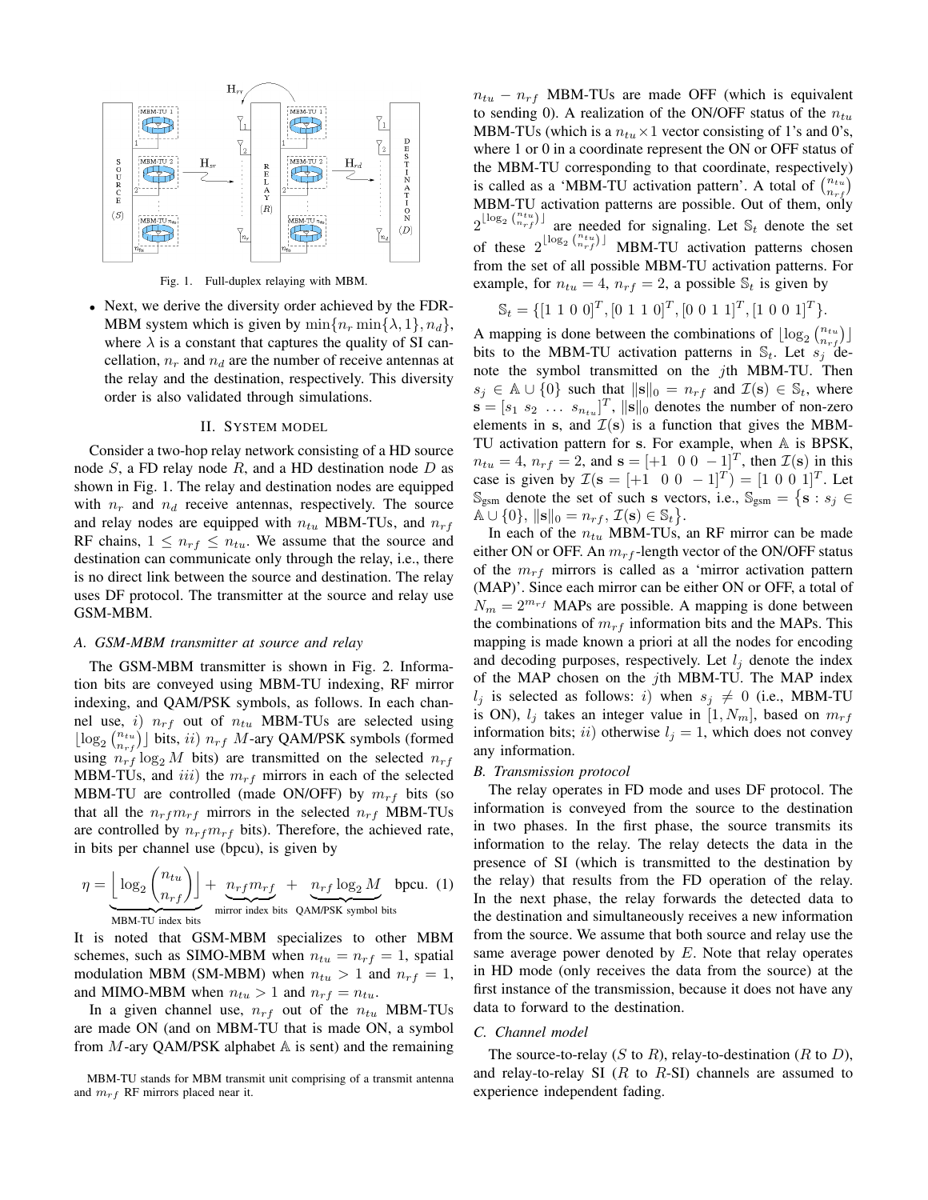Fig. 1. Full-duplex relaying with MBM.

- Next, we derive the diversity order achieved by the FDR-MBM system which is given by $\min\{n_r \min\{\lambda, 1\}, n_d\}$, where $\lambda$ is a constant that captures the quality of SI cancellation, $n_r$ and $n_d$ are the number of receive antennas at the relay and the destination, respectively. This diversity order is also validated through simulations.

## II. System model

Consider a two-hop relay network consisting of a HD source node $S$, a FD relay node $R$, and a HD destination node $D$ as shown in Fig. 1. The relay and destination nodes are equipped with $n_r$ and $n_d$ receive antennas, respectively. The source and relay nodes are equipped with $n_{tu}$ MBM-TUs, and $n_{rf}$ RF chains, $1 \leq n_{rf} \leq n_{tu}$. We assume that the source and destination can communicate only through the relay, i.e., there is no direct link between the source and destination. The relay uses DF protocol. The transmitter at the source and relay use GSM-MBM.

### A. GSM-MBM transmitter at source and relay

The GSM-MBM transmitter is shown in Fig. 2. Information bits are conveyed using MBM-TU indexing, RF mirror indexing, and QAM/PSK symbols, as follows. In each channel use, $i)$ $n_{rf}$ out of $n_{tu}$ MBM-TUs are selected using $\lfloor \log_2 \binom{n_{tu}}{n_{rf}} \rfloor$ bits, $ii)$ $n_{rf}$ $M$-ary QAM/PSK symbols (formed using $n_{rf} \log_2 M$ bits) are transmitted on the selected $n_{rf}$ MBM-TUs, and $iii)$ the $m_{rf}$ mirrors in each of the selected MBM-TU are controlled (made ON/OFF) by $m_{rf}$ bits (so that all the $n_{rf} m_{rf}$ mirrors in the selected $n_{rf}$ MBM-TUs are controlled by $n_{rf} m_{rf}$ bits). Therefore, the achieved rate, in bits per channel use (bpcu), is given by

$$\eta = \underbrace{\left\lfloor \log_2 \binom{n_{tu}}{n_{rf}} \right\rfloor}_{\text{MBM-TU index bits}} + \underbrace{n_{rf} m_{rf}}_{\text{mirror index bits}} + \underbrace{n_{rf} \log_2 M}_{\text{QAM/PSK symbol bits}} \text{ bpcu.} \quad (1)$$

It is noted that GSM-MBM specializes to other MBM schemes, such as SIMO-MBM when $n_{tu} = n_{rf} = 1$, spatial modulation MBM (SM-MBM) when $n_{tu} > 1$ and $n_{rf} = 1$, and MIMO-MBM when $n_{tu} > 1$ and $n_{rf} = n_{tu}$.

In a given channel use, $n_{rf}$ out of the $n_{tu}$ MBM-TUs are made ON (and on MBM-TU that is made ON, a symbol from $M$-ary QAM/PSK alphabet $\mathbb{A}$ is sent) and the remaining $n_{tu} - n_{rf}$ MBM-TUs are made OFF (which is equivalent to sending 0). A realization of the ON/OFF status of the $n_{tu}$ MBM-TUs (which is a $n_{tu} \times 1$ vector consisting of 1's and 0's, where 1 or 0 in a coordinate represent the ON or OFF status of the MBM-TU corresponding to that coordinate, respectively) is called as a 'MBM-TU activation pattern'. A total of $\binom{n_{tu}}{n_{rf}}$ MBM-TU activation patterns are possible. Out of them, only $2^{\lfloor \log_2 \binom{n_{tu}}{n_{rf}} \rfloor}$ are needed for signaling. Let $\mathbb{S}_t$ denote the set of these $2^{\lfloor \log_2 \binom{n_{tu}}{n_{rf}} \rfloor}$ MBM-TU activation patterns chosen from the set of all possible MBM-TU activation patterns. For example, for $n_{tu} = 4$, $n_{rf} = 2$, a possible $\mathbb{S}_t$ is given by

$$\mathbb{S}_t = \{[1\ 1\ 0\ 0]^T, [0\ 1\ 1\ 0]^T, [0\ 0\ 1\ 1]^T, [1\ 0\ 0\ 1]^T\}.$$

A mapping is done between the combinations of $\lfloor \log_2 \binom{n_{tu}}{n_{rf}} \rfloor$ bits to the MBM-TU activation patterns in $\mathbb{S}_t$. Let $s_j$ denote the symbol transmitted on the $j$th MBM-TU. Then $s_j \in \mathbb{A} \cup \{0\}$ such that $\|\mathbf{s}\|_0 = n_{rf}$ and $\mathcal{I}(\mathbf{s}) \in \mathbb{S}_t$, where $\mathbf{s} = [s_1\ s_2\ \ldots\ s_{n_{tu}}]^T$, $\|\mathbf{s}\|_0$ denotes the number of non-zero elements in $\mathbf{s}$, and $\mathcal{I}(\mathbf{s})$ is a function that gives the MBM-TU activation pattern for $\mathbf{s}$. For example, when $\mathbb{A}$ is BPSK, $n_{tu} = 4$, $n_{rf} = 2$, and $\mathbf{s} = [+1\ \ 0\ 0\ -1]^T$, then $\mathcal{I}(\mathbf{s})$ in this case is given by $\mathcal{I}(\mathbf{s} = [+1\ \ 0\ 0\ -1]^T) = [1\ 0\ 0\ 1]^T$. Let $\mathbb{S}_{\text{gsm}}$ denote the set of such $\mathbf{s}$ vectors, i.e., $\mathbb{S}_{\text{gsm}} = \{\mathbf{s} : s_j \in \mathbb{A} \cup \{0\}, \|\mathbf{s}\|_0 = n_{rf}, \mathcal{I}(\mathbf{s}) \in \mathbb{S}_t\}$.

In each of the $n_{tu}$ MBM-TUs, an RF mirror can be made either ON or OFF. An $m_{rf}$-length vector of the ON/OFF status of the $m_{rf}$ mirrors is called as a 'mirror activation pattern (MAP)'. Since each mirror can be either ON or OFF, a total of $N_m = 2^{m_{rf}}$ MAPs are possible. A mapping is done between the combinations of $m_{rf}$ information bits and the MAPs. This mapping is made known a priori at all the nodes for encoding and decoding purposes, respectively. Let $l_j$ denote the index of the MAP chosen on the $j$th MBM-TU. The MAP index $l_j$ is selected as follows: $i)$ when $s_j \neq 0$ (i.e., MBM-TU is ON), $l_j$ takes an integer value in $[1, N_m]$, based on $m_{rf}$ information bits; $ii)$ otherwise $l_j = 1$, which does not convey any information.

### B. Transmission protocol

The relay operates in FD mode and uses DF protocol. The information is conveyed from the source to the destination in two phases. In the first phase, the source transmits its information to the relay. The relay detects the data in the presence of SI (which is transmitted to the destination by the relay) that results from the FD operation of the relay. In the next phase, the relay forwards the detected data to the destination and simultaneously receives a new information from the source. We assume that both source and relay use the same average power denoted by $E$. Note that relay operates in HD mode (only receives the data from the source) at the first instance of the transmission, because it does not have any data to forward to the destination.

### C. Channel model

The source-to-relay ($S$ to $R$), relay-to-destination ($R$ to $D$), and relay-to-relay SI ($R$ to $R$-SI) channels are assumed to experience independent fading.

MBM-TU stands for MBM transmit unit comprising of a transmit antenna and $m_{rf}$ RF mirrors placed near it.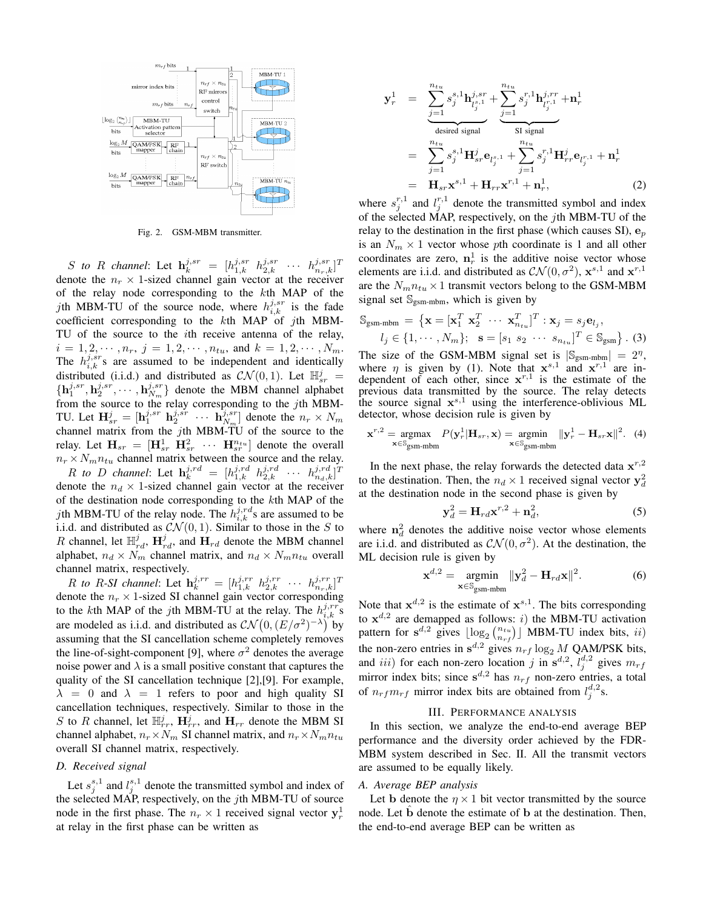Fig. 2. GSM-MBM transmitter.

*S to R channel*: Let $\mathbf{h}_k^{j,sr} = [h_{1,k}^{j,sr} \ h_{2,k}^{j,sr} \ \cdots \ h_{n_r,k}^{j,sr}]^T$ denote the $n_r \times 1$-sized channel gain vector at the receiver of the relay node corresponding to the $k$th MAP of the $j$th MBM-TU of the source node, where $h_{i,k}^{j,sr}$ is the fade coefficient corresponding to the $k$th MAP of $j$th MBM-TU of the source to the $i$th receive antenna of the relay, $i = 1, 2, \cdots, n_r$, $j = 1, 2, \cdots, n_{tu}$, and $k = 1, 2, \cdots, N_m$. The $h_{i,k}^{j,sr}$s are assumed to be independent and identically distributed (i.i.d.) and distributed as $\mathcal{CN}(0, 1)$. Let $\mathbb{H}_{sr}^j = \{\mathbf{h}_1^{j,sr}, \mathbf{h}_2^{j,sr}, \cdots, \mathbf{h}_{N_m}^{j,sr}\}$ denote the MBM channel alphabet from the source to the relay corresponding to the $j$th MBM-TU. Let $\mathbf{H}_{sr}^j = [\mathbf{h}_1^{j,sr} \ \mathbf{h}_2^{j,sr} \ \cdots \ \mathbf{h}_{N_m}^{j,sr}]$ denote the $n_r \times N_m$ channel matrix from the $j$th MBM-TU of the source to the relay. Let $\mathbf{H}_{sr} = [\mathbf{H}_{sr}^1 \ \mathbf{H}_{sr}^2 \ \cdots \ \mathbf{H}_{sr}^{n_{tu}}]$ denote the overall $n_r \times N_m n_{tu}$ channel matrix between the source and the relay.

*R to D channel*: Let $\mathbf{h}_k^{j,rd} = [h_{1,k}^{j,rd} \ h_{2,k}^{j,rd} \ \cdots \ h_{n_d,k}^{j,rd}]^T$ denote the $n_d \times 1$-sized channel gain vector at the receiver of the destination node corresponding to the $k$th MAP of the $j$th MBM-TU of the relay node. The $h_{i,k}^{j,rd}$s are assumed to be i.i.d. and distributed as $\mathcal{CN}(0, 1)$. Similar to those in the $S$ to $R$ channel, let $\mathbb{H}_{rd}^j$, $\mathbf{H}_{rd}^j$, and $\mathbf{H}_{rd}$ denote the MBM channel alphabet, $n_d \times N_m$ channel matrix, and $n_d \times N_m n_{tu}$ overall channel matrix, respectively.

*R to R-SI channel*: Let $\mathbf{h}_k^{j,rr} = [h_{1,k}^{j,rr} \ h_{2,k}^{j,rr} \ \cdots \ h_{n_r,k}^{j,rr}]^T$ denote the $n_r \times 1$-sized SI channel gain vector corresponding to the $k$th MAP of the $j$th MBM-TU at the relay. The $h_{i,k}^{j,rr}$s are modeled as i.i.d. and distributed as $\mathcal{CN}\big(0, (E/\sigma^2)^{-\lambda}\big)$ by assuming that the SI cancellation scheme completely removes the line-of-sight-component [9], where $\sigma^2$ denotes the average noise power and $\lambda$ is a small positive constant that captures the quality of the SI cancellation technique [2],[9]. For example, $\lambda = 0$ and $\lambda = 1$ refers to poor and high quality SI cancellation techniques, respectively. Similar to those in the $S$ to $R$ channel, let $\mathbb{H}_{rr}^j$, $\mathbf{H}_{rr}^j$, and $\mathbf{H}_{rr}$ denote the MBM SI channel alphabet, $n_r \times N_m$ SI channel matrix, and $n_r \times N_m n_{tu}$ overall SI channel matrix, respectively.

### D. Received signal

Let $s_j^{s,1}$ and $l_j^{s,1}$ denote the transmitted symbol and index of the selected MAP, respectively, on the $j$th MBM-TU of source node in the first phase. The $n_r \times 1$ received signal vector $\mathbf{y}_r^1$ at relay in the first phase can be written as

$$\begin{aligned}
\mathbf{y}_r^1 &= \underbrace{\sum_{j=1}^{n_{tu}} s_j^{s,1} \mathbf{h}_{l_j^{s,1}}^{j,sr}}_{\text{desired signal}} + \underbrace{\sum_{j=1}^{n_{tu}} s_j^{r,1} \mathbf{h}_{l_j^{r,1}}^{j,rr}}_{\text{SI signal}} + \mathbf{n}_r^1 \\
&= \sum_{j=1}^{n_{tu}} s_j^{s,1} \mathbf{H}_{sr}^j \mathbf{e}_{l_j^{s,1}} + \sum_{j=1}^{n_{tu}} s_j^{r,1} \mathbf{H}_{rr}^j \mathbf{e}_{l_j^{r,1}} + \mathbf{n}_r^1 \\
&= \mathbf{H}_{sr}\mathbf{x}^{s,1} + \mathbf{H}_{rr}\mathbf{x}^{r,1} + \mathbf{n}_r^1, \qquad (2)
\end{aligned}$$

where $s_j^{r,1}$ and $l_j^{r,1}$ denote the transmitted symbol and index of the selected MAP, respectively, on the $j$th MBM-TU of the relay to the destination in the first phase (which causes SI), $\mathbf{e}_p$ is an $N_m \times 1$ vector whose $p$th coordinate is 1 and all other coordinates are zero, $\mathbf{n}_r^1$ is the additive noise vector whose elements are i.i.d. and distributed as $\mathcal{CN}(0, \sigma^2)$, $\mathbf{x}^{s,1}$ and $\mathbf{x}^{r,1}$ are the $N_m n_{tu} \times 1$ transmit vectors belong to the GSM-MBM signal set $\mathbb{S}_{\text{gsm-mbm}}$, which is given by

$$\mathbb{S}_{\text{gsm-mbm}} = \big\{\mathbf{x} = [\mathbf{x}_1^T \ \mathbf{x}_2^T \ \cdots \ \mathbf{x}_{n_{tu}}^T]^T : \mathbf{x}_j = s_j \mathbf{e}_{l_j}, \\ l_j \in \{1, \cdots, N_m\}; \ \ \mathbf{s} = [s_1 \ s_2 \ \cdots \ s_{n_{tu}}]^T \in \mathbb{S}_{\text{gsm}}\big\}. \ (3)$$

The size of the GSM-MBM signal set is $|\mathbb{S}_{\text{gsm-mbm}}| = 2^\eta$, where $\eta$ is given by (1). Note that $\mathbf{x}^{s,1}$ and $\mathbf{x}^{r,1}$ are independent of each other, since $\mathbf{x}^{r,1}$ is the estimate of the previous data transmitted by the source. The relay detects the source signal $\mathbf{x}^{s,1}$ using the interference-oblivious ML detector, whose decision rule is given by

$$\mathbf{x}^{r,2} = \underset{\mathbf{x} \in \mathbb{S}_{\text{gsm-mbm}}}{\operatorname{argmax}} \ P(\mathbf{y}_r^1 | \mathbf{H}_{sr}, \mathbf{x}) = \underset{\mathbf{x} \in \mathbb{S}_{\text{gsm-mbm}}}{\operatorname{argmin}} \ \|\mathbf{y}_r^1 - \mathbf{H}_{sr}\mathbf{x}\|^2. \quad (4)$$

In the next phase, the relay forwards the detected data $\mathbf{x}^{r,2}$ to the destination. Then, the $n_d \times 1$ received signal vector $\mathbf{y}_d^2$ at the destination node in the second phase is given by

$$\mathbf{y}_d^2 = \mathbf{H}_{rd}\mathbf{x}^{r,2} + \mathbf{n}_d^2, \qquad (5)$$

where $\mathbf{n}_d^2$ denotes the additive noise vector whose elements are i.i.d. and distributed as $\mathcal{CN}(0, \sigma^2)$. At the destination, the ML decision rule is given by

$$\mathbf{x}^{d,2} = \underset{\mathbf{x} \in \mathbb{S}_{\text{gsm-mbm}}}{\operatorname{argmin}} \ \|\mathbf{y}_d^2 - \mathbf{H}_{rd}\mathbf{x}\|^2. \qquad (6)$$

Note that $\mathbf{x}^{d,2}$ is the estimate of $\mathbf{x}^{s,1}$. The bits corresponding to $\mathbf{x}^{d,2}$ are demapped as follows: $i)$ the MBM-TU activation pattern for $\mathbf{s}^{d,2}$ gives $\lfloor \log_2 \binom{n_{tu}}{n_{rf}} \rfloor$ MBM-TU index bits, $ii)$ the non-zero entries in $\mathbf{s}^{d,2}$ gives $n_{rf} \log_2 M$ QAM/PSK bits, and $iii)$ for each non-zero location $j$ in $\mathbf{s}^{d,2}$, $l_j^{d,2}$ gives $m_{rf}$ mirror index bits; since $\mathbf{s}^{d,2}$ has $n_{rf}$ non-zero entries, a total of $n_{rf} m_{rf}$ mirror index bits are obtained from $l_j^{d,2}$s.

## III. Performance analysis

In this section, we analyze the end-to-end average BEP performance and the diversity order achieved by the FDR-MBM system described in Sec. II. All the transmit vectors are assumed to be equally likely.

### A. Average BEP analysis

Let $\mathbf{b}$ denote the $\eta \times 1$ bit vector transmitted by the source node. Let $\hat{\mathbf{b}}$ denote the estimate of $\mathbf{b}$ at the destination. Then, the end-to-end average BEP can be written as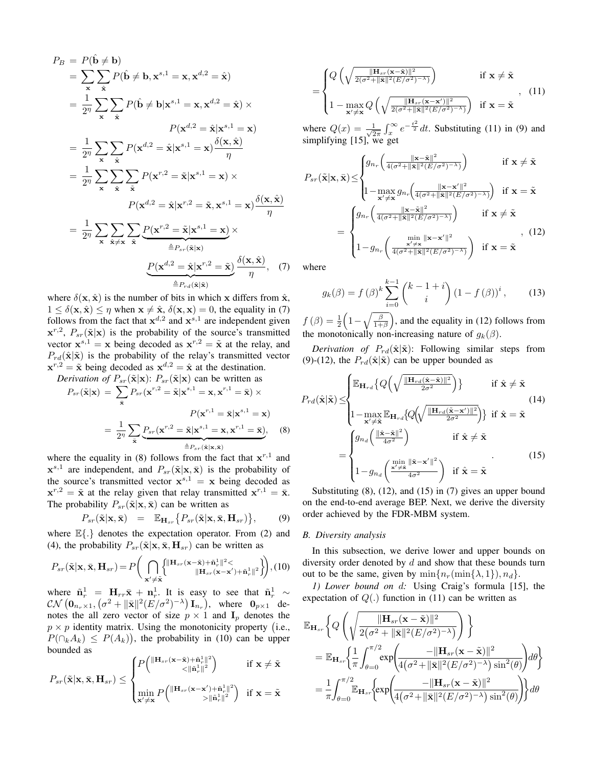$$
\begin{aligned}
P_B &= P(\hat{\mathbf{b}} \neq \mathbf{b}) \\
&= \sum_{\mathbf{x}} \sum_{\hat{\mathbf{x}}} P(\hat{\mathbf{b}} \neq \mathbf{b}, \mathbf{x}^{s,1} = \mathbf{x}, \mathbf{x}^{d,2} = \hat{\mathbf{x}}) \\
&= \frac{1}{2^\eta} \sum_{\mathbf{x}} \sum_{\hat{\mathbf{x}}} P(\hat{\mathbf{b}} \neq \mathbf{b} | \mathbf{x}^{s,1} = \mathbf{x}, \mathbf{x}^{d,2} = \hat{\mathbf{x}}) \times \\
&\qquad\qquad P(\mathbf{x}^{d,2} = \hat{\mathbf{x}} | \mathbf{x}^{s,1} = \mathbf{x}) \\
&= \frac{1}{2^\eta} \sum_{\mathbf{x}} \sum_{\hat{\mathbf{x}}} P(\mathbf{x}^{d,2} = \hat{\mathbf{x}} | \mathbf{x}^{s,1} = \mathbf{x}) \frac{\delta(\mathbf{x}, \hat{\mathbf{x}})}{\eta} \\
&= \frac{1}{2^\eta} \sum_{\mathbf{x}} \sum_{\hat{\mathbf{x}}} \sum_{\tilde{\mathbf{x}}} P(\mathbf{x}^{r,2} = \tilde{\mathbf{x}} | \mathbf{x}^{s,1} = \mathbf{x}) \times \\
&\qquad\qquad P(\mathbf{x}^{d,2} = \hat{\mathbf{x}} | \mathbf{x}^{r,2} = \tilde{\mathbf{x}}, \mathbf{x}^{s,1} = \mathbf{x}) \frac{\delta(\mathbf{x}, \hat{\mathbf{x}})}{\eta} \\
&= \frac{1}{2^\eta} \sum_{\mathbf{x}} \sum_{\hat{\mathbf{x}} \neq \mathbf{x}} \sum_{\tilde{\mathbf{x}}} \underbrace{P(\mathbf{x}^{r,2} = \tilde{\mathbf{x}} | \mathbf{x}^{s,1} = \mathbf{x})}_{\triangleq P_{sr}(\tilde{\mathbf{x}}|\mathbf{x})} \times \\
&\qquad\qquad \underbrace{P(\mathbf{x}^{d,2} = \hat{\mathbf{x}} | \mathbf{x}^{r,2} = \tilde{\mathbf{x}})}_{\triangleq P_{rd}(\hat{\mathbf{x}}|\tilde{\mathbf{x}})} \frac{\delta(\mathbf{x}, \hat{\mathbf{x}})}{\eta}, \quad (7)
\end{aligned}
$$

where $\delta(\mathbf{x}, \hat{\mathbf{x}})$ is the number of bits in which $\mathbf{x}$ differs from $\hat{\mathbf{x}}$, $1 \leq \delta(\mathbf{x}, \hat{\mathbf{x}}) \leq \eta$ when $\mathbf{x} \neq \hat{\mathbf{x}}$, $\delta(\mathbf{x}, \mathbf{x}) = 0$, the equality in (7) follows from the fact that $\mathbf{x}^{d,2}$ and $\mathbf{x}^{s,1}$ are independent given $\mathbf{x}^{r,2}$, $P_{sr}(\tilde{\mathbf{x}}|\mathbf{x})$ is the probability of the source's transmitted vector $\mathbf{x}^{s,1} = \mathbf{x}$ being decoded as $\mathbf{x}^{r,2} = \tilde{\mathbf{x}}$ at the relay, and $P_{rd}(\hat{\mathbf{x}}|\tilde{\mathbf{x}})$ is the probability of the relay's transmitted vector $\mathbf{x}^{r,2} = \tilde{\mathbf{x}}$ being decoded as $\mathbf{x}^{d,2} = \hat{\mathbf{x}}$ at the destination.

*Derivation of* $P_{sr}(\tilde{\mathbf{x}}|\mathbf{x})$: $P_{sr}(\tilde{\mathbf{x}}|\mathbf{x})$ can be written as

$$
\begin{aligned}
P_{sr}(\tilde{\mathbf{x}}|\mathbf{x}) &= \sum_{\bar{\mathbf{x}}} P_{sr}(\mathbf{x}^{r,2} = \tilde{\mathbf{x}} | \mathbf{x}^{s,1} = \mathbf{x}, \mathbf{x}^{r,1} = \bar{\mathbf{x}}) \times \\
&\qquad\qquad P(\mathbf{x}^{r,1} = \bar{\mathbf{x}} | \mathbf{x}^{s,1} = \mathbf{x}) \\
&= \frac{1}{2^\eta} \sum_{\bar{\mathbf{x}}} \underbrace{P_{sr}(\mathbf{x}^{r,2} = \tilde{\mathbf{x}} | \mathbf{x}^{s,1} = \mathbf{x}, \mathbf{x}^{r,1} = \bar{\mathbf{x}})}_{\triangleq P_{sr}(\tilde{\mathbf{x}}|\mathbf{x},\bar{\mathbf{x}})}, \quad (8)
\end{aligned}
$$

where the equality in (8) follows from the fact that $\mathbf{x}^{r,1}$ and $\mathbf{x}^{s,1}$ are independent, and $P_{sr}(\tilde{\mathbf{x}}|\mathbf{x}, \bar{\mathbf{x}})$ is the probability of the source's transmitted vector $\mathbf{x}^{s,1} = \mathbf{x}$ being decoded as $\mathbf{x}^{r,2} = \tilde{\mathbf{x}}$ at the relay given that relay transmitted $\mathbf{x}^{r,1} = \bar{\mathbf{x}}$. The probability $P_{sr}(\tilde{\mathbf{x}}|\mathbf{x}, \bar{\mathbf{x}})$ can be written as

$$
P_{sr}(\tilde{\mathbf{x}}|\mathbf{x}, \bar{\mathbf{x}}) \;=\; \mathbb{E}_{\mathbf{H}_{sr}}\big\{P_{sr}(\tilde{\mathbf{x}}|\mathbf{x}, \bar{\mathbf{x}}, \mathbf{H}_{sr})\big\}, \quad (9)
$$

where $\mathbb{E}\{.\}$ denotes the expectation operator. From (2) and (4), the probability $P_{sr}(\tilde{\mathbf{x}}|\mathbf{x}, \bar{\mathbf{x}}, \mathbf{H}_{sr})$ can be written as

$$
P_{sr}(\tilde{\mathbf{x}}|\mathbf{x}, \bar{\mathbf{x}}, \mathbf{H}_{sr}) = P\Bigg(\bigcap_{\mathbf{x}' \neq \tilde{\mathbf{x}}} \Big\{ \|\mathbf{H}_{sr}(\mathbf{x}-\tilde{\mathbf{x}}) + \tilde{\mathbf{n}}_r^1\|^2 < \|\mathbf{H}_{sr}(\mathbf{x}-\mathbf{x}') + \tilde{\mathbf{n}}_r^1\|^2 \Big\}\Bigg), (10)
$$

where $\tilde{\mathbf{n}}_r^1 = \mathbf{H}_{rr}\bar{\mathbf{x}} + \mathbf{n}_r^1$. It is easy to see that $\tilde{\mathbf{n}}_r^1 \sim \mathcal{CN}\left(\mathbf{0}_{n_r\times 1}, \left(\sigma^2 + \|\bar{\mathbf{x}}\|^2 (E/\sigma^2)^{-\lambda}\right)\mathbf{I}_{n_r}\right)$, where $\mathbf{0}_{p\times 1}$ denotes the all zero vector of size $p \times 1$ and $\mathbf{I}_p$ denotes the $p \times p$ identity matrix. Using the monotonicity property (i.e., $P(\cap_k A_k) \leq P(A_k)$), the probability in (10) can be upper bounded as

$$
P_{sr}(\tilde{\mathbf{x}}|\mathbf{x}, \bar{\mathbf{x}}, \mathbf{H}_{sr}) \leq
\begin{cases}
P\Big(\|\mathbf{H}_{sr}(\mathbf{x}-\tilde{\mathbf{x}}) + \tilde{\mathbf{n}}_r^1\|^2 < \|\tilde{\mathbf{n}}_r^1\|^2\Big) & \text{if } \mathbf{x} \neq \tilde{\mathbf{x}} \\
\min\limits_{\mathbf{x}' \neq \mathbf{x}} P\Big(\|\mathbf{H}_{sr}(\mathbf{x}-\mathbf{x}') + \tilde{\mathbf{n}}_r^1\|^2 > \|\tilde{\mathbf{n}}_r^1\|^2\Big) & \text{if } \mathbf{x} = \tilde{\mathbf{x}}
\end{cases}
$$

$$
= \begin{cases}
Q\left(\sqrt{\frac{\|\mathbf{H}_{sr}(\mathbf{x}-\tilde{\mathbf{x}})\|^2}{2(\sigma^2 + \|\bar{\mathbf{x}}\|^2 (E/\sigma^2)^{-\lambda})}}\right) & \text{if } \mathbf{x} \neq \tilde{\mathbf{x}} \\
1 - \max\limits_{\mathbf{x}' \neq \mathbf{x}} Q\left(\sqrt{\frac{\|\mathbf{H}_{sr}(\mathbf{x}-\mathbf{x}')\|^2}{2(\sigma^2 + \|\bar{\mathbf{x}}\|^2 (E/\sigma^2)^{-\lambda})}}\right) & \text{if } \mathbf{x} = \tilde{\mathbf{x}}
\end{cases}, \quad (11)
$$

where $Q(x) = \frac{1}{\sqrt{2\pi}} \int_x^\infty e^{-\frac{t^2}{2}} dt$. Substituting (11) in (9) and simplifying [15], we get

$$
P_{sr}(\tilde{\mathbf{x}}|\mathbf{x}, \bar{\mathbf{x}}) \leq
\begin{cases}
g_{n_r}\left(\frac{\|\mathbf{x}-\tilde{\mathbf{x}}\|^2}{4(\sigma^2 + \|\bar{\mathbf{x}}\|^2 (E/\sigma^2)^{-\lambda})}\right) & \text{if } \mathbf{x} \neq \tilde{\mathbf{x}} \\
1 - \max\limits_{\mathbf{x}' \neq \mathbf{x}} g_{n_r}\left(\frac{\|\mathbf{x}-\mathbf{x}'\|^2}{4(\sigma^2 + \|\bar{\mathbf{x}}\|^2 (E/\sigma^2)^{-\lambda})}\right) & \text{if } \mathbf{x} = \tilde{\mathbf{x}}
\end{cases}
$$

$$
= \begin{cases}
g_{n_r}\left(\frac{\|\mathbf{x}-\tilde{\mathbf{x}}\|^2}{4(\sigma^2 + \|\bar{\mathbf{x}}\|^2 (E/\sigma^2)^{-\lambda})}\right) & \text{if } \mathbf{x} \neq \tilde{\mathbf{x}} \\
1 - g_{n_r}\left(\frac{\min\limits_{\mathbf{x}' \neq \mathbf{x}} \|\mathbf{x}-\mathbf{x}'\|^2}{4(\sigma^2 + \|\bar{\mathbf{x}}\|^2 (E/\sigma^2)^{-\lambda})}\right) & \text{if } \mathbf{x} = \tilde{\mathbf{x}}
\end{cases}, \quad (12)
$$

where

$$
g_k(\beta) = f(\beta)^k \sum_{i=0}^{k-1} \binom{k-1+i}{i} (1 - f(\beta))^i, \quad (13)
$$

$f(\beta) = \frac{1}{2}\Big(1 - \sqrt{\frac{\beta}{1+\beta}}\Big)$, and the equality in (12) follows from the monotonically non-increasing nature of $g_k(\beta)$.

*Derivation of* $P_{rd}(\hat{\mathbf{x}}|\tilde{\mathbf{x}})$: Following similar steps from (9)-(12), the $P_{rd}(\hat{\mathbf{x}}|\tilde{\mathbf{x}})$ can be upper bounded as

$$
P_{rd}(\hat{\mathbf{x}}|\tilde{\mathbf{x}}) \leq
\begin{cases}
\mathbb{E}_{\mathbf{H}_{rd}}\Big\{Q\Big(\sqrt{\frac{\|\mathbf{H}_{rd}(\hat{\mathbf{x}}-\tilde{\mathbf{x}})\|^2}{2\sigma^2}}\Big)\Big\} & \text{if } \hat{\mathbf{x}} \neq \tilde{\mathbf{x}} \\
1 - \max\limits_{\mathbf{x}' \neq \tilde{\mathbf{x}}} \mathbb{E}_{\mathbf{H}_{rd}}\Big\{Q\Big(\sqrt{\frac{\|\mathbf{H}_{rd}(\tilde{\mathbf{x}}-\mathbf{x}')\|^2}{2\sigma^2}}\Big)\Big\} & \text{if } \hat{\mathbf{x}} = \tilde{\mathbf{x}}
\end{cases} \quad (14)
$$

$$
= \begin{cases}
g_{n_d}\left(\frac{\|\hat{\mathbf{x}}-\tilde{\mathbf{x}}\|^2}{4\sigma^2}\right) & \text{if } \hat{\mathbf{x}} \neq \tilde{\mathbf{x}} \\
1 - g_{n_d}\left(\frac{\min\limits_{\mathbf{x}' \neq \tilde{\mathbf{x}}} \|\tilde{\mathbf{x}}-\mathbf{x}'\|^2}{4\sigma^2}\right) & \text{if } \hat{\mathbf{x}} = \tilde{\mathbf{x}}
\end{cases}. \quad (15)
$$

Substituting (8), (12), and (15) in (7) gives an upper bound on the end-to-end average BEP. Next, we derive the diversity order achieved by the FDR-MBM system.

### B. Diversity analysis

In this subsection, we derive lower and upper bounds on diversity order denoted by $d$ and show that these bounds turn out to be the same, given by $\min\{n_r(\min\{\lambda, 1\}), n_d\}$.

*1) Lower bound on $d$:* Using Craig's formula [15], the expectation of $Q(.)$ function in (11) can be written as

$$
\begin{aligned}
&\mathbb{E}_{\mathbf{H}_{sr}}\left\{ Q\left(\sqrt{\frac{\|\mathbf{H}_{sr}(\mathbf{x}-\tilde{\mathbf{x}})\|^2}{2\big(\sigma^2 + \|\bar{\mathbf{x}}\|^2 (E/\sigma^2)^{-\lambda}\big)}}\right) \right\} \\
&= \mathbb{E}_{\mathbf{H}_{sr}}\left\{ \frac{1}{\pi} \int_{\theta=0}^{\pi/2} \exp\left( \frac{-\|\mathbf{H}_{sr}(\mathbf{x}-\tilde{\mathbf{x}})\|^2}{4\big(\sigma^2 + \|\bar{\mathbf{x}}\|^2 (E/\sigma^2)^{-\lambda}\big)\sin^2(\theta)} \right) d\theta \right\} \\
&= \frac{1}{\pi} \int_{\theta=0}^{\pi/2} \mathbb{E}_{\mathbf{H}_{sr}}\left\{ \exp\left( \frac{-\|\mathbf{H}_{sr}(\mathbf{x}-\tilde{\mathbf{x}})\|^2}{4\big(\sigma^2 + \|\bar{\mathbf{x}}\|^2 (E/\sigma^2)^{-\lambda}\big)\sin^2(\theta)} \right) \right\} d\theta
\end{aligned}
$$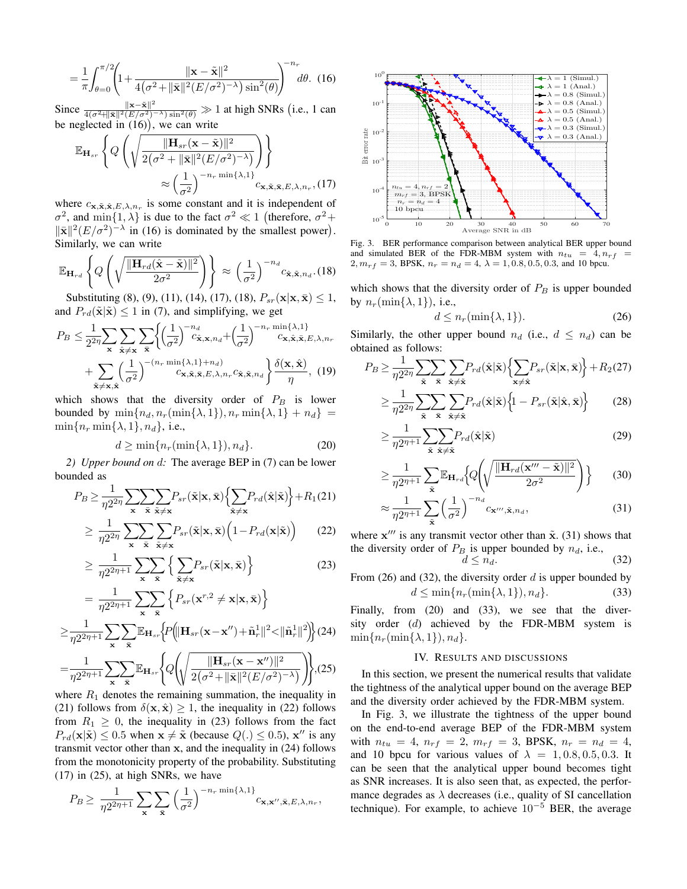$$= \frac{1}{\pi}\int_{\theta=0}^{\pi/2}\left(1+\frac{\|\mathbf{x}-\tilde{\mathbf{x}}\|^2}{4\left(\sigma^2+\|\bar{\mathbf{x}}\|^2(E/\sigma^2)^{-\lambda}\right)\sin^2(\theta)}\right)^{-n_r} d\theta. \quad (16)$$

Since $\frac{\|\mathbf{x}-\tilde{\mathbf{x}}\|^2}{4(\sigma^2+\|\bar{\mathbf{x}}\|^2(E/\sigma^2)^{-\lambda})\sin^2(\theta)} \gg 1$ at high SNRs (i.e., 1 can be neglected in (16)), we can write

$$\mathbb{E}_{\mathbf{H}_{sr}}\left\{Q\left(\sqrt{\frac{\|\mathbf{H}_{sr}(\mathbf{x}-\tilde{\mathbf{x}})\|^2}{2\left(\sigma^2+\|\bar{\mathbf{x}}\|^2(E/\sigma^2)^{-\lambda}\right)}}\right)\right\} \approx \left(\frac{1}{\sigma^2}\right)^{-n_r\min\{\lambda,1\}} c_{\mathbf{x},\tilde{\mathbf{x}},\bar{\mathbf{x}},E,\lambda,n_r}, \quad (17)$$

where $c_{\mathbf{x},\tilde{\mathbf{x}},\bar{\mathbf{x}},E,\lambda,n_r}$ is some constant and it is independent of $\sigma^2$, and $\min\{1,\lambda\}$ is due to the fact $\sigma^2 \ll 1$ (therefore, $\sigma^2 + \|\bar{\mathbf{x}}\|^2(E/\sigma^2)^{-\lambda}$ in (16) is dominated by the smallest power). Similarly, we can write

$$\mathbb{E}_{\mathbf{H}_{rd}}\left\{Q\left(\sqrt{\frac{\|\mathbf{H}_{rd}(\hat{\mathbf{x}}-\tilde{\mathbf{x}})\|^2}{2\sigma^2}}\right)\right\} \approx \left(\frac{1}{\sigma^2}\right)^{-n_d} c_{\hat{\mathbf{x}},\tilde{\mathbf{x}},n_d}. \quad (18)$$

Substituting (8), (9), (11), (14), (17), (18), $P_{sr}(\mathbf{x}|\mathbf{x},\bar{\mathbf{x}}) \leq 1$, and $P_{rd}(\bar{\mathbf{x}}|\bar{\mathbf{x}}) \leq 1$ in (7), and simplifying, we get

$$P_B \leq \frac{1}{2^{2\eta}}\sum_{\mathbf{x}}\sum_{\hat{\mathbf{x}}\neq\mathbf{x}}\sum_{\bar{\mathbf{x}}}\Bigg\{\left(\frac{1}{\sigma^2}\right)^{-n_d} c_{\hat{\mathbf{x}},\mathbf{x},n_d} + \left(\frac{1}{\sigma^2}\right)^{-n_r\min\{\lambda,1\}} c_{\mathbf{x},\hat{\mathbf{x}},\bar{\mathbf{x}},E,\lambda,n_r}$$
$$+\sum_{\tilde{\mathbf{x}}\neq\mathbf{x},\hat{\mathbf{x}}}\left(\frac{1}{\sigma^2}\right)^{-(n_r\min\{\lambda,1\}+n_d)} c_{\mathbf{x},\tilde{\mathbf{x}},\bar{\mathbf{x}},E,\lambda,n_r} c_{\tilde{\mathbf{x}},\hat{\mathbf{x}},n_d}\Bigg\}\frac{\delta(\mathbf{x},\hat{\mathbf{x}})}{\eta}, \quad (19)$$

which shows that the diversity order of $P_B$ is lower bounded by $\min\{n_d, n_r(\min\{\lambda,1\}), n_r\min\{\lambda,1\}+n_d\} = \min\{n_r\min\{\lambda,1\}, n_d\}$, i.e.,

$$d \geq \min\{n_r(\min\{\lambda,1\}), n_d\}. \quad (20)$$

*2) Upper bound on $d$:* The average BEP in (7) can be lower bounded as

$$P_B \geq \frac{1}{\eta 2^{2\eta}}\sum_{\mathbf{x}}\sum_{\bar{\mathbf{x}}}\sum_{\tilde{\mathbf{x}}\neq\mathbf{x}}P_{sr}(\tilde{\mathbf{x}}|\mathbf{x},\bar{\mathbf{x}})\Big\{\sum_{\hat{\mathbf{x}}\neq\mathbf{x}}P_{rd}(\hat{\mathbf{x}}|\tilde{\mathbf{x}})\Big\}+R_1 \quad (21)$$

$$\geq \frac{1}{\eta 2^{2\eta}}\sum_{\mathbf{x}}\sum_{\bar{\mathbf{x}}}\sum_{\tilde{\mathbf{x}}\neq\mathbf{x}}P_{sr}(\tilde{\mathbf{x}}|\mathbf{x},\bar{\mathbf{x}})\Big(1-P_{rd}(\mathbf{x}|\tilde{\mathbf{x}})\Big) \quad (22)$$

$$\geq \frac{1}{\eta 2^{2\eta+1}}\sum_{\mathbf{x}}\sum_{\bar{\mathbf{x}}}\Big\{\sum_{\tilde{\mathbf{x}}\neq\mathbf{x}}P_{sr}(\tilde{\mathbf{x}}|\mathbf{x},\bar{\mathbf{x}})\Big\} \quad (23)$$

$$= \frac{1}{\eta 2^{2\eta+1}}\sum_{\mathbf{x}}\sum_{\bar{\mathbf{x}}}\Big\{P_{sr}(\mathbf{x}^{r,2}\neq\mathbf{x}|\mathbf{x},\bar{\mathbf{x}})\Big\}$$

$$\geq \frac{1}{\eta 2^{2\eta+1}}\sum_{\mathbf{x}}\sum_{\bar{\mathbf{x}}}\mathbb{E}_{\mathbf{H}_{sr}}\Big\{P\Big(\|\mathbf{H}_{sr}(\mathbf{x}-\mathbf{x}'')+\tilde{\mathbf{n}}_r^1\|^2<\|\tilde{\mathbf{n}}_r^1\|^2\Big)\Big\} \quad (24)$$

$$= \frac{1}{\eta 2^{2\eta+1}}\sum_{\mathbf{x}}\sum_{\bar{\mathbf{x}}}\mathbb{E}_{\mathbf{H}_{sr}}\left\{Q\left(\sqrt{\frac{\|\mathbf{H}_{sr}(\mathbf{x}-\mathbf{x}'')\|^2}{2\left(\sigma^2+\|\bar{\mathbf{x}}\|^2(E/\sigma^2)^{-\lambda}\right)}}\right)\right\}, \quad (25)$$

where $R_1$ denotes the remaining summation, the inequality in (21) follows from $\delta(\mathbf{x},\hat{\mathbf{x}}) \geq 1$, the inequality in (22) follows from $R_1 \geq 0$, the inequality in (23) follows from the fact $P_{rd}(\mathbf{x}|\tilde{\mathbf{x}}) \leq 0.5$ when $\mathbf{x} \neq \tilde{\mathbf{x}}$ (because $Q(.) \leq 0.5$), $\mathbf{x}''$ is any transmit vector other than $\mathbf{x}$, and the inequality in (24) follows from the monotonicity property of the probability. Substituting (17) in (25), at high SNRs, we have

$$P_B \geq \frac{1}{\eta 2^{2\eta+1}}\sum_{\mathbf{x}}\sum_{\bar{\mathbf{x}}}\left(\frac{1}{\sigma^2}\right)^{-n_r\min\{\lambda,1\}} c_{\mathbf{x},\mathbf{x}'',\bar{\mathbf{x}},E,\lambda,n_r},$$

Fig. 3. BER performance comparison between analytical BER upper bound and simulated BER of the FDR-MBM system with $n_{tu} = 4, n_{rf} = 2, m_{rf} = 3$, BPSK, $n_r = n_d = 4$, $\lambda = 1, 0.8, 0.5, 0.3$, and 10 bpcu.

which shows that the diversity order of $P_B$ is upper bounded by $n_r(\min\{\lambda,1\})$, i.e.,

$$d \leq n_r(\min\{\lambda,1\}). \quad (26)$$

Similarly, the other upper bound $n_d$ (i.e., $d \leq n_d$) can be obtained as follows:

$$P_B \geq \frac{1}{\eta 2^{2\eta}}\sum_{\tilde{\mathbf{x}}}\sum_{\bar{\mathbf{x}}}\sum_{\hat{\mathbf{x}}\neq\tilde{\mathbf{x}}}P_{rd}(\hat{\mathbf{x}}|\tilde{\mathbf{x}})\Big\{\sum_{\mathbf{x}\neq\hat{\mathbf{x}}}P_{sr}(\tilde{\mathbf{x}}|\mathbf{x},\bar{\mathbf{x}})\Big\}+R_2 \quad (27)$$

$$\geq \frac{1}{\eta 2^{2\eta}}\sum_{\tilde{\mathbf{x}}}\sum_{\bar{\mathbf{x}}}\sum_{\hat{\mathbf{x}}\neq\tilde{\mathbf{x}}}P_{rd}(\hat{\mathbf{x}}|\tilde{\mathbf{x}})\Big\{1-P_{sr}(\tilde{\mathbf{x}}|\hat{\mathbf{x}},\bar{\mathbf{x}})\Big\} \quad (28)$$

$$\geq \frac{1}{\eta 2^{\eta+1}}\sum_{\tilde{\mathbf{x}}}\sum_{\hat{\mathbf{x}}\neq\tilde{\mathbf{x}}}P_{rd}(\hat{\mathbf{x}}|\tilde{\mathbf{x}}) \quad (29)$$

$$\geq \frac{1}{\eta 2^{\eta+1}}\sum_{\tilde{\mathbf{x}}}\mathbb{E}_{\mathbf{H}_{rd}}\left\{Q\left(\sqrt{\frac{\|\mathbf{H}_{rd}(\mathbf{x}'''-\tilde{\mathbf{x}})\|^2}{2\sigma^2}}\right)\right\} \quad (30)$$

$$\approx \frac{1}{\eta 2^{\eta+1}}\sum_{\tilde{\mathbf{x}}}\left(\frac{1}{\sigma^2}\right)^{-n_d} c_{\mathbf{x}''',\tilde{\mathbf{x}},n_d}, \quad (31)$$

where $\mathbf{x}'''$ is any transmit vector other than $\tilde{\mathbf{x}}$. (31) shows that the diversity order of $P_B$ is upper bounded by $n_d$, i.e.,

$$d \leq n_d. \quad (32)$$

From (26) and (32), the diversity order $d$ is upper bounded by

$$d \leq \min\{n_r(\min\{\lambda,1\}), n_d\}. \quad (33)$$

Finally, from (20) and (33), we see that the diversity order ($d$) achieved by the FDR-MBM system is $\min\{n_r(\min\{\lambda,1\}), n_d\}$.

## IV. Results and Discussions

In this section, we present the numerical results that validate the tightness of the analytical upper bound on the average BEP and the diversity order achieved by the FDR-MBM system.

In Fig. 3, we illustrate the tightness of the upper bound on the end-to-end average BEP of the FDR-MBM system with $n_{tu} = 4$, $n_{rf} = 2$, $m_{rf} = 3$, BPSK, $n_r = n_d = 4$, and 10 bpcu for various values of $\lambda = 1, 0.8, 0.5, 0.3$. It can be seen that the analytical upper bound becomes tight as SNR increases. It is also seen that, as expected, the performance degrades as $\lambda$ decreases (i.e., quality of SI cancellation technique). For example, to achieve $10^{-5}$ BER, the average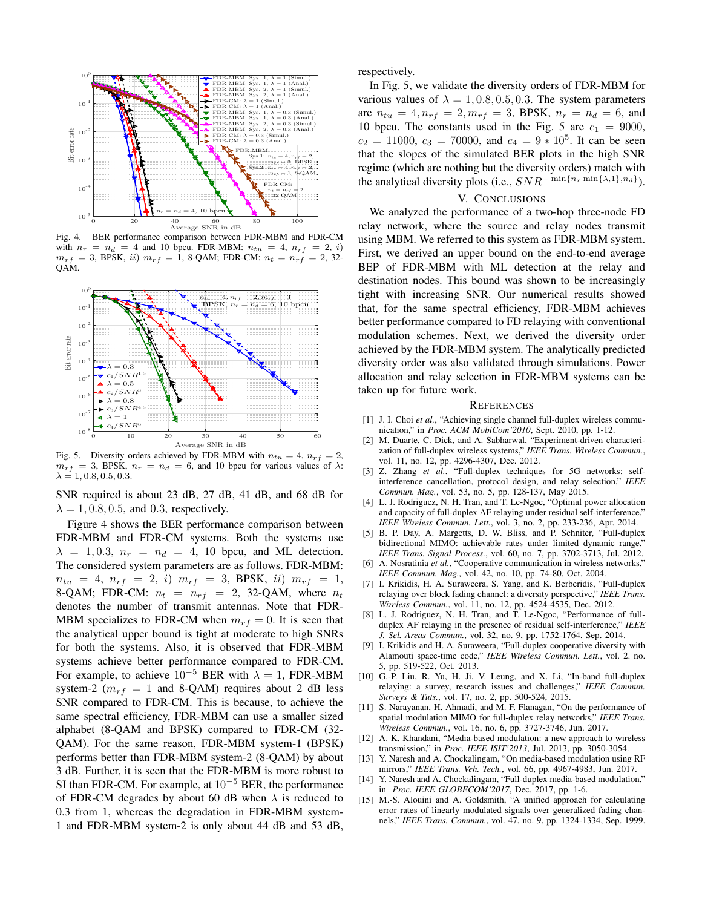$10^0$
$10^{-1}$
$10^{-2}$
$10^{-3}$
$10^{-4}$
$10^{-5}$
0 20 40 60 80 100
Average SNR in dB
Bit error rate
FDR-MBM: Sys. 1, $\lambda=1$ (Simul.)
FDR-MBM: Sys. 1, $\lambda=1$ (Anal.)
FDR-MBM: Sys. 2, $\lambda=1$ (Simul.)
FDR-MBM: Sys. 2, $\lambda=1$ (Anal.)
FDR-CM: $\lambda=1$ (Simul.)
FDR-CM: $\lambda=1$ (Anal.)
FDR-MBM: Sys. 1, $\lambda=0.3$ (Simul.)
FDR-MBM: Sys. 1, $\lambda=0.3$ (Anal.)
FDR-MBM: Sys. 2, $\lambda=0.3$ (Simul.)
FDR-MBM: Sys. 2, $\lambda=0.3$ (Anal.)
FDR-CM: $\lambda=0.3$ (Simul.)
FDR-CM: $\lambda=0.3$ (Anal.)
FDR-MBM:
Sys.1: $n_{tu}=4, n_{rf}=2$, $m_{rf}=3$, BPSK
Sys.2: $n_{tu}=4, n_{rf}=2$, $m_{rf}=1$, 8-QAM
FDR-CM:
$n_t=n_{rf}=2$
32-QAM
$n_r=n_d=4$, 10 bpcu

Fig. 4. BER performance comparison between FDR-MBM and FDR-CM with $n_r = n_d = 4$ and 10 bpcu. FDR-MBM: $n_{tu} = 4$, $n_{rf} = 2$, *i)* $m_{rf} = 3$, BPSK, *ii)* $m_{rf} = 1$, 8-QAM; FDR-CM: $n_t = n_{rf} = 2$, 32-QAM.

$10^0$
$10^{-1}$
$10^{-2}$
$10^{-3}$
$10^{-4}$
$10^{-5}$
$10^{-6}$
$10^{-7}$
$10^{-8}$
0 10 20 30 40 50 60
Average SNR in dB
Bit error rate
$n_{tu}=4, n_{rf}=2, m_{rf}=3$
BPSK, $n_r=n_d=6$, 10 bpcu
$\lambda=0.3$
$c_1/SNR^{1.8}$
$\lambda=0.5$
$c_2/SNR^3$
$\lambda=0.8$
$c_3/SNR^{4.8}$
$\lambda=1$
$c_4/SNR^6$

Fig. 5. Diversity orders achieved by FDR-MBM with $n_{tu} = 4$, $n_{rf} = 2$, $m_{rf} = 3$, BPSK, $n_r = n_d = 6$, and 10 bpcu for various values of $\lambda$: $\lambda = 1, 0.8, 0.5, 0.3$.

SNR required is about 23 dB, 27 dB, 41 dB, and 68 dB for $\lambda = 1, 0.8, 0.5$, and $0.3$, respectively.

Figure 4 shows the BER performance comparison between FDR-MBM and FDR-CM systems. Both the systems use $\lambda = 1, 0.3$, $n_r = n_d = 4$, 10 bpcu, and ML detection. The considered system parameters are as follows. FDR-MBM: $n_{tu} = 4$, $n_{rf} = 2$, *i)* $m_{rf} = 3$, BPSK, *ii)* $m_{rf} = 1$, 8-QAM; FDR-CM: $n_t = n_{rf} = 2$, 32-QAM, where $n_t$ denotes the number of transmit antennas. Note that FDR-MBM specializes to FDR-CM when $m_{rf} = 0$. It is seen that the analytical upper bound is tight at moderate to high SNRs for both the systems. Also, it is observed that FDR-MBM systems achieve better performance compared to FDR-CM. For example, to achieve $10^{-5}$ BER with $\lambda = 1$, FDR-MBM system-2 ($m_{rf} = 1$ and 8-QAM) requires about 2 dB less SNR compared to FDR-CM. This is because, to achieve the same spectral efficiency, FDR-MBM can use a smaller sized alphabet (8-QAM and BPSK) compared to FDR-CM (32-QAM). For the same reason, FDR-MBM system-1 (BPSK) performs better than FDR-MBM system-2 (8-QAM) by about 3 dB. Further, it is seen that the FDR-MBM is more robust to SI than FDR-CM. For example, at $10^{-5}$ BER, the performance of FDR-CM degrades by about 60 dB when $\lambda$ is reduced to 0.3 from 1, whereas the degradation in FDR-MBM system-1 and FDR-MBM system-2 is only about 44 dB and 53 dB, respectively.

In Fig. 5, we validate the diversity orders of FDR-MBM for various values of $\lambda = 1, 0.8, 0.5, 0.3$. The system parameters are $n_{tu} = 4, n_{rf} = 2, m_{rf} = 3$, BPSK, $n_r = n_d = 6$, and 10 bpcu. The constants used in the Fig. 5 are $c_1 = 9000$, $c_2 = 11000$, $c_3 = 70000$, and $c_4 = 9 * 10^5$. It can be seen that the slopes of the simulated BER plots in the high SNR regime (which are nothing but the diversity orders) match with the analytical diversity plots (i.e., $SNR^{-\min\{n_r \min\{\lambda,1\},n_d\}}$).

## V. Conclusions

We analyzed the performance of a two-hop three-node FD relay network, where the source and relay nodes transmit using MBM. We referred to this system as FDR-MBM system. First, we derived an upper bound on the end-to-end average BEP of FDR-MBM with ML detection at the relay and destination nodes. This bound was shown to be increasingly tight with increasing SNR. Our numerical results showed that, for the same spectral efficiency, FDR-MBM achieves better performance compared to FD relaying with conventional modulation schemes. Next, we derived the diversity order achieved by the FDR-MBM system. The analytically predicted diversity order was also validated through simulations. Power allocation and relay selection in FDR-MBM systems can be taken up for future work.

## References

[1] J. I. Choi *et al.*, "Achieving single channel full-duplex wireless communication," in *Proc. ACM MobiCom'2010*, Sept. 2010, pp. 1-12.

[2] M. Duarte, C. Dick, and A. Sabharwal, "Experiment-driven characterization of full-duplex wireless systems," *IEEE Trans. Wireless Commun.*, vol. 11, no. 12, pp. 4296-4307, Dec. 2012.

[3] Z. Zhang *et al.*, "Full-duplex techniques for 5G networks: self-interference cancellation, protocol design, and relay selection," *IEEE Commun. Mag.*, vol. 53, no. 5, pp. 128-137, May 2015.

[4] L. J. Rodriguez, N. H. Tran, and T. Le-Ngoc, "Optimal power allocation and capacity of full-duplex AF relaying under residual self-interference," *IEEE Wireless Commun. Lett.*, vol. 3, no. 2, pp. 233-236, Apr. 2014.

[5] B. P. Day, A. Margetts, D. W. Bliss, and P. Schniter, "Full-duplex bidirectional MIMO: achievable rates under limited dynamic range," *IEEE Trans. Signal Process.*, vol. 60, no. 7, pp. 3702-3713, Jul. 2012.

[6] A. Nosratinia *et al.*, "Cooperative communication in wireless networks," *IEEE Commun. Mag.*, vol. 42, no. 10, pp. 74-80, Oct. 2004.

[7] I. Krikidis, H. A. Suraweera, S. Yang, and K. Berberidis, "Full-duplex relaying over block fading channel: a diversity perspective," *IEEE Trans. Wireless Commun.*, vol. 11, no. 12, pp. 4524-4535, Dec. 2012.

[8] L. J. Rodriguez, N. H. Tran, and T. Le-Ngoc, "Performance of full-duplex AF relaying in the presence of residual self-interference," *IEEE J. Sel. Areas Commun.*, vol. 32, no. 9, pp. 1752-1764, Sep. 2014.

[9] I. Krikidis and H. A. Suraweera, "Full-duplex cooperative diversity with Alamouti space-time code," *IEEE Wireless Commun. Lett.*, vol. 2. no. 5, pp. 519-522, Oct. 2013.

[10] G.-P. Liu, R. Yu, H. Ji, V. Leung, and X. Li, "In-band full-duplex relaying: a survey, research issues and challenges," *IEEE Commun. Surveys & Tuts.*, vol. 17, no. 2, pp. 500-524, 2015.

[11] S. Narayanan, H. Ahmadi, and M. F. Flanagan, "On the performance of spatial modulation MIMO for full-duplex relay networks," *IEEE Trans. Wireless Commun.*, vol. 16, no. 6, pp. 3727-3746, Jun. 2017.

[12] A. K. Khandani, "Media-based modulation: a new approach to wireless transmission," in *Proc. IEEE ISIT'2013*, Jul. 2013, pp. 3050-3054.

[13] Y. Naresh and A. Chockalingam, "On media-based modulation using RF mirrors," *IEEE Trans. Veh. Tech.*, vol. 66, pp. 4967-4983, Jun. 2017.

[14] Y. Naresh and A. Chockalingam, "Full-duplex media-based modulation," in *Proc. IEEE GLOBECOM'2017*, Dec. 2017, pp. 1-6.

[15] M.-S. Alouini and A. Goldsmith, "A unified approach for calculating error rates of linearly modulated signals over generalized fading channels," *IEEE Trans. Commun.*, vol. 47, no. 9, pp. 1324-1334, Sep. 1999.